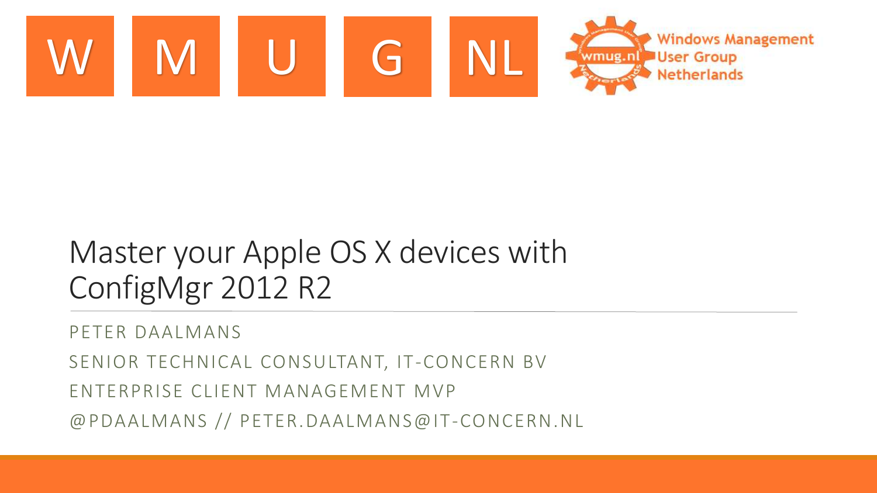W M U G NL

Windows Management User Group Netherlands

# Master your Apple OS X devices with ConfigMgr 2012 R2

PETER DAALMANS

SENIOR TECHNICAL CONSULTANT, IT-CONCERN BV

ENTERPRISE CLIENT MANAGEMENT MVP

@PDAALMANS // PETER.DAALMANS@IT-CONCERN.NL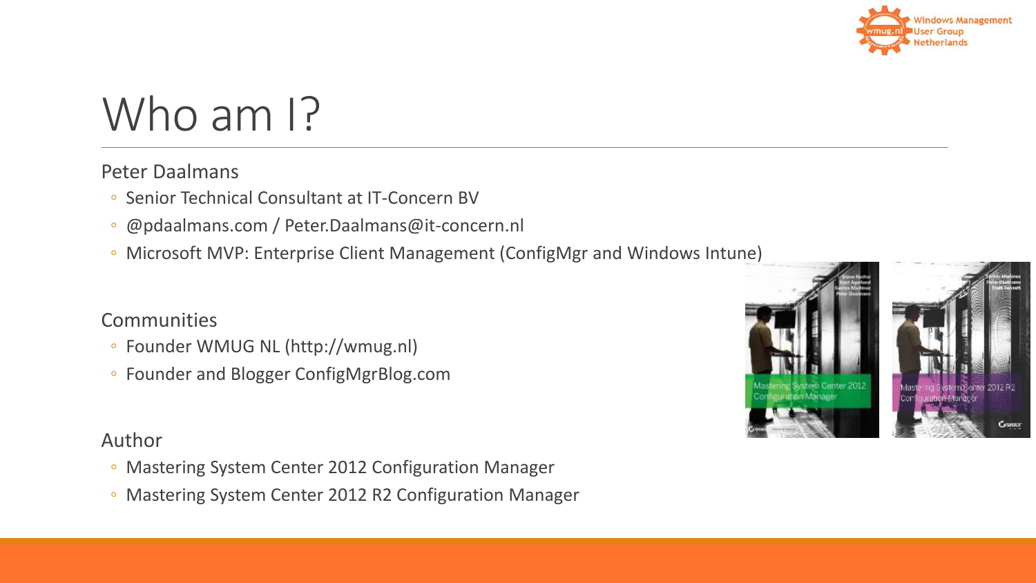# Who am I?

Peter Daalmans

- Senior Technical Consultant at IT-Concern BV
- @pdaalmans.com / Peter.Daalmans@it-concern.nl
- Microsoft MVP: Enterprise Client Management (ConfigMgr and Windows Intune)

Communities

- Founder WMUG NL (http://wmug.nl)
- Founder and Blogger ConfigMgrBlog.com

Author

- Mastering System Center 2012 Configuration Manager
- Mastering System Center 2012 R2 Configuration Manager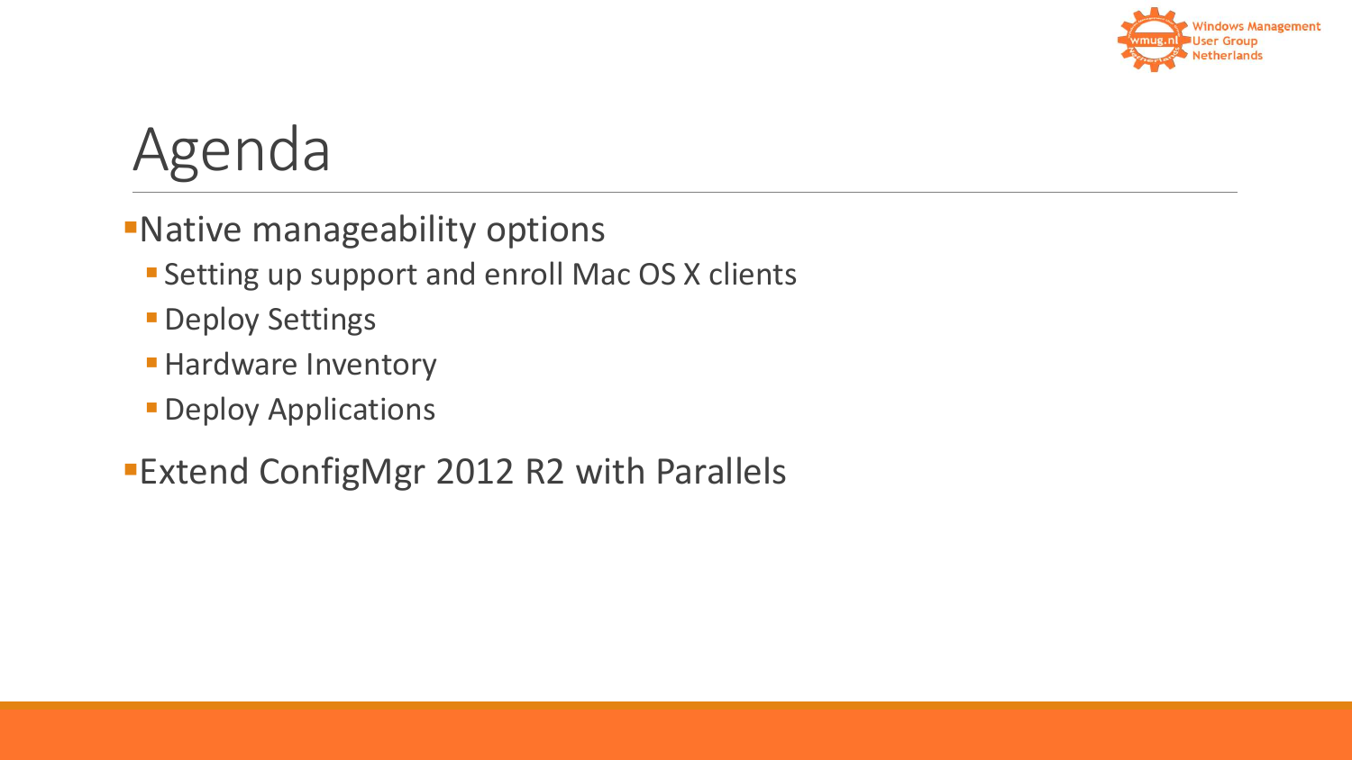# Agenda

- Native manageability options
  - Setting up support and enroll Mac OS X clients
  - Deploy Settings
  - Hardware Inventory
  - Deploy Applications
- Extend ConfigMgr 2012 R2 with Parallels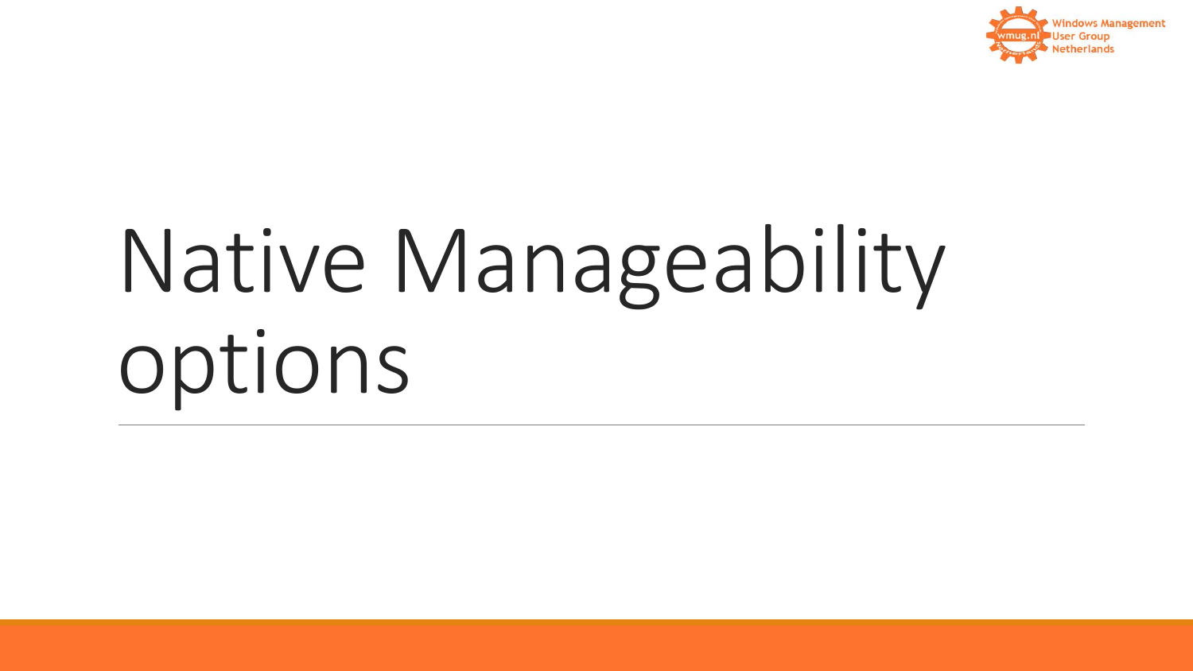# Native Manageability options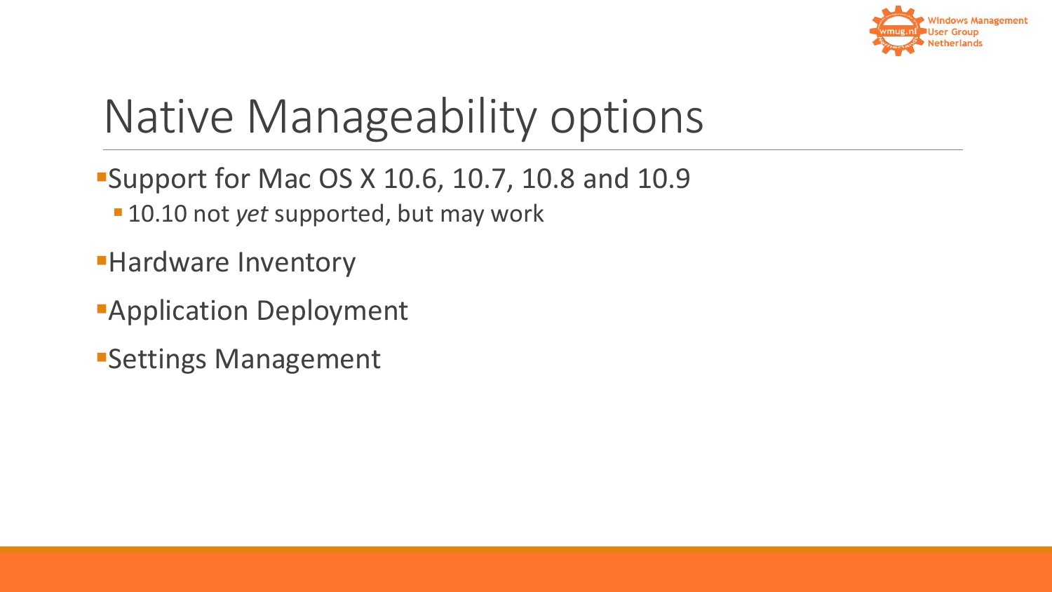# Native Manageability options

- Support for Mac OS X 10.6, 10.7, 10.8 and 10.9
  - 10.10 not *yet* supported, but may work
- Hardware Inventory
- Application Deployment
- Settings Management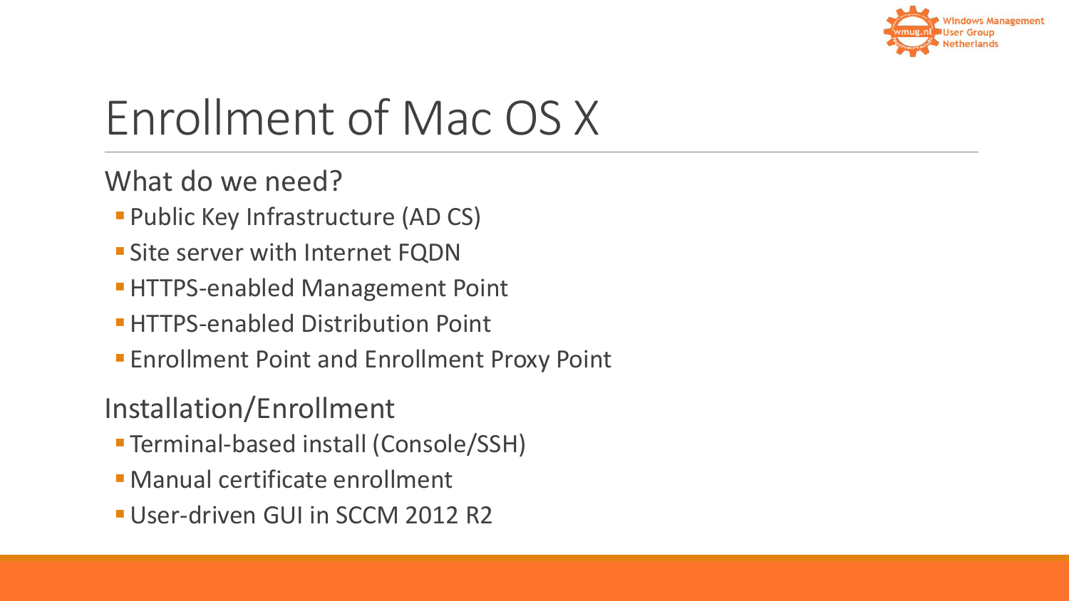# Enrollment of Mac OS X

## What do we need?

- Public Key Infrastructure (AD CS)
- Site server with Internet FQDN
- HTTPS-enabled Management Point
- HTTPS-enabled Distribution Point
- Enrollment Point and Enrollment Proxy Point

## Installation/Enrollment

- Terminal-based install (Console/SSH)
- Manual certificate enrollment
- User-driven GUI in SCCM 2012 R2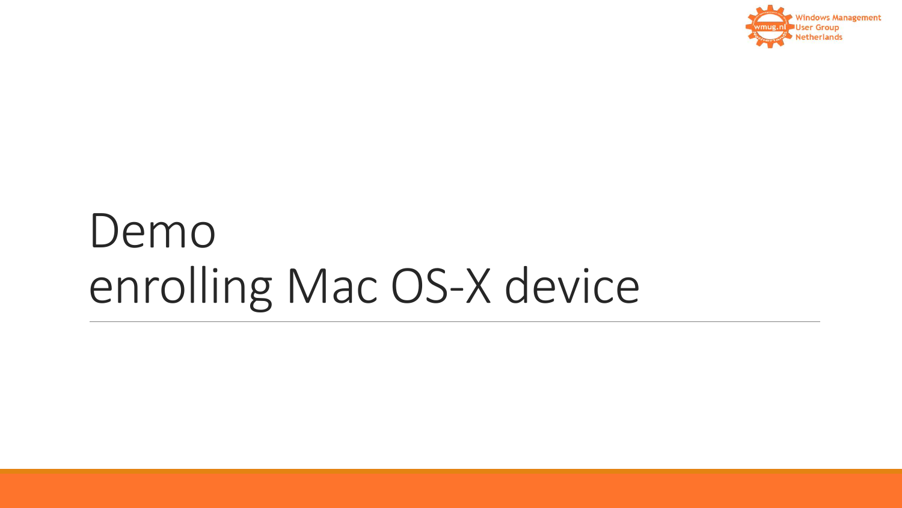# Demo
# enrolling Mac OS-X device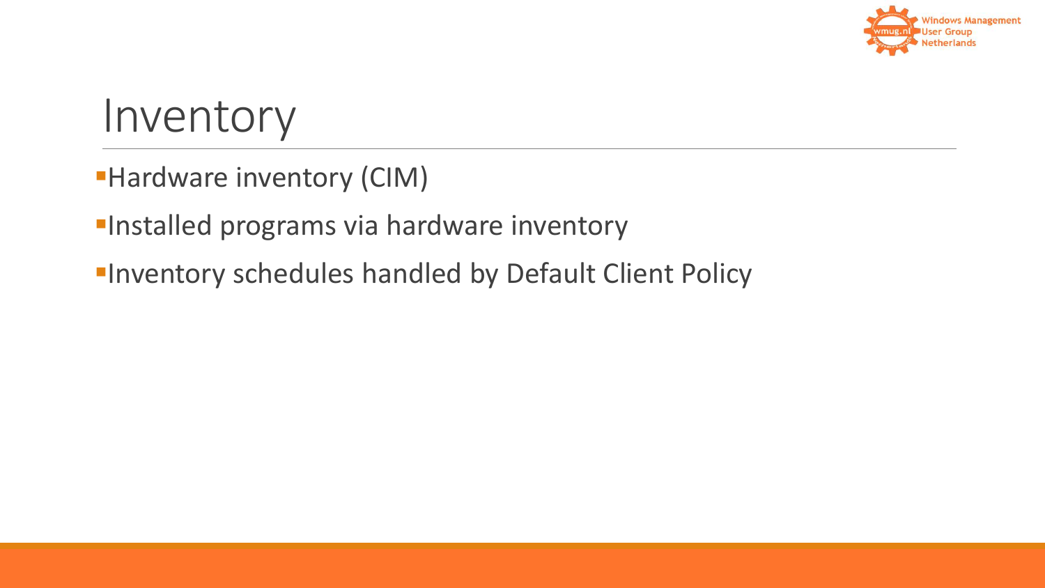# Inventory

- Hardware inventory (CIM)
- Installed programs via hardware inventory
- Inventory schedules handled by Default Client Policy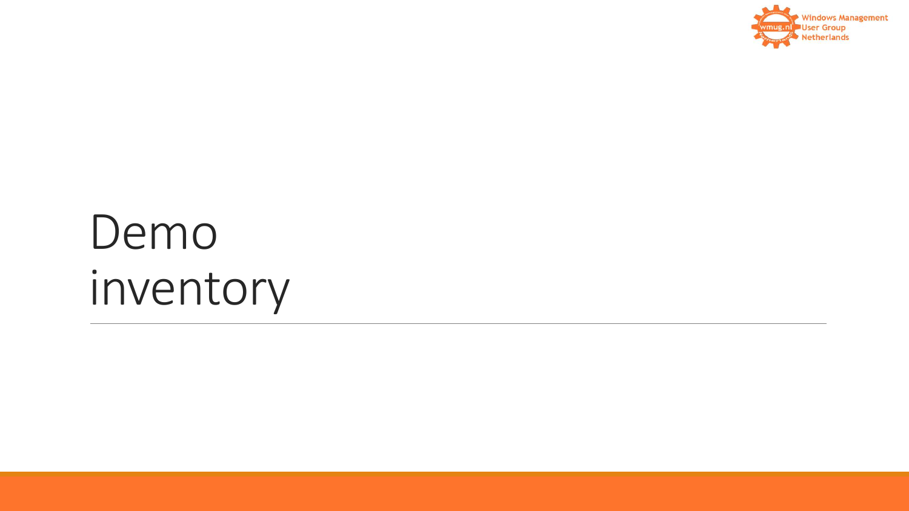# Demo inventory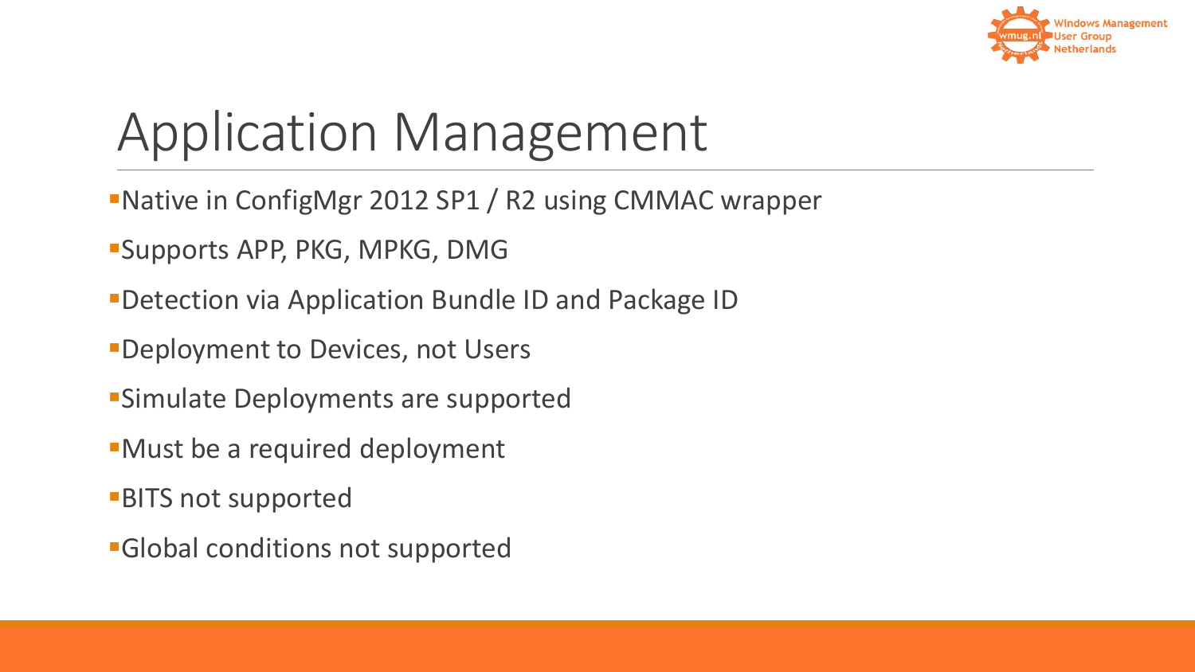# Application Management

- Native in ConfigMgr 2012 SP1 / R2 using CMMAC wrapper
- Supports APP, PKG, MPKG, DMG
- Detection via Application Bundle ID and Package ID
- Deployment to Devices, not Users
- Simulate Deployments are supported
- Must be a required deployment
- BITS not supported
- Global conditions not supported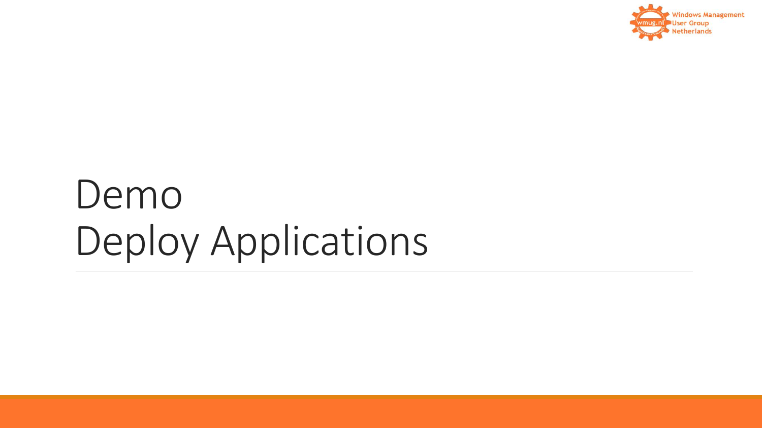# Demo
# Deploy Applications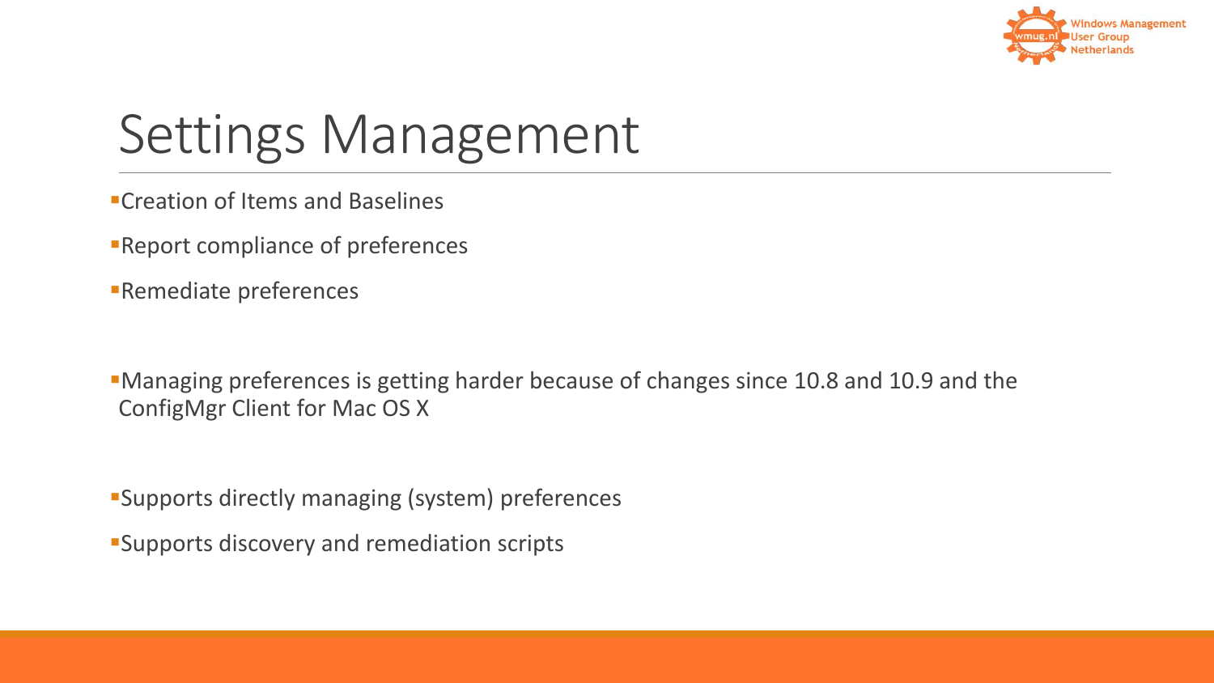# Settings Management

- Creation of Items and Baselines
- Report compliance of preferences
- Remediate preferences

- Managing preferences is getting harder because of changes since 10.8 and 10.9 and the ConfigMgr Client for Mac OS X

- Supports directly managing (system) preferences
- Supports discovery and remediation scripts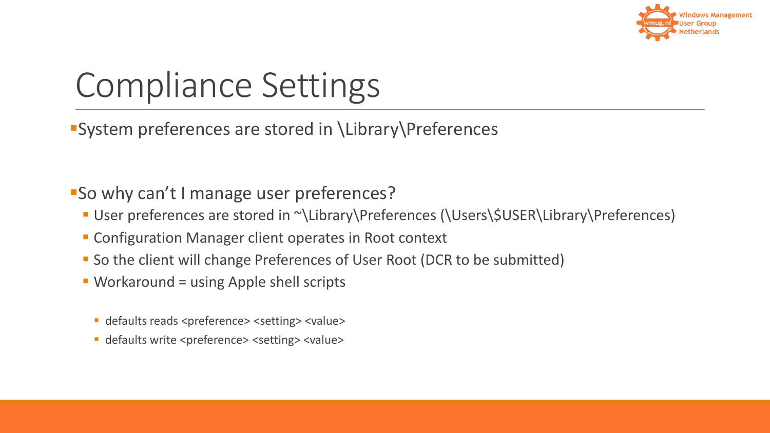# Compliance Settings

- System preferences are stored in \Library\Preferences

- So why can't I manage user preferences?
  - User preferences are stored in ~\Library\Preferences (\Users\$USER\Library\Preferences)
  - Configuration Manager client operates in Root context
  - So the client will change Preferences of User Root (DCR to be submitted)
  - Workaround = using Apple shell scripts
    - defaults reads <preference> <setting> <value>
    - defaults write <preference> <setting> <value>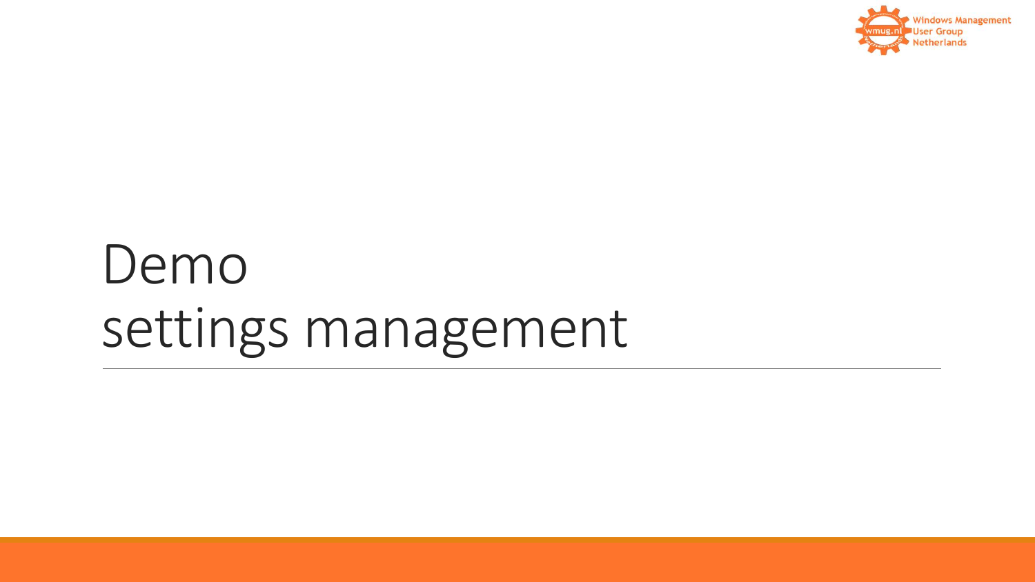# Demo
# settings management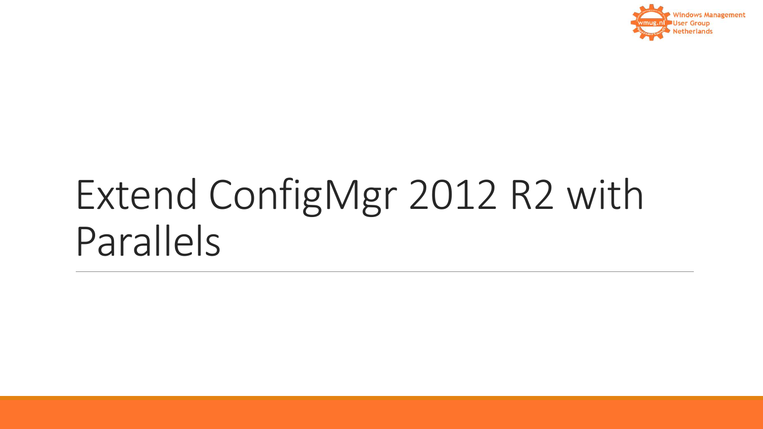# Extend ConfigMgr 2012 R2 with Parallels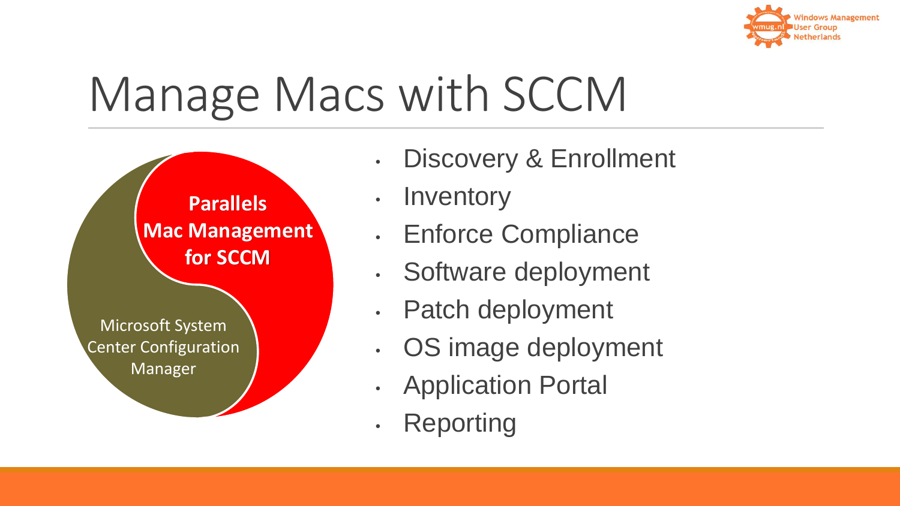# Manage Macs with SCCM

**Parallels Mac Management for SCCM**

Microsoft System Center Configuration Manager

- Discovery & Enrollment
- Inventory
- Enforce Compliance
- Software deployment
- Patch deployment
- OS image deployment
- Application Portal
- Reporting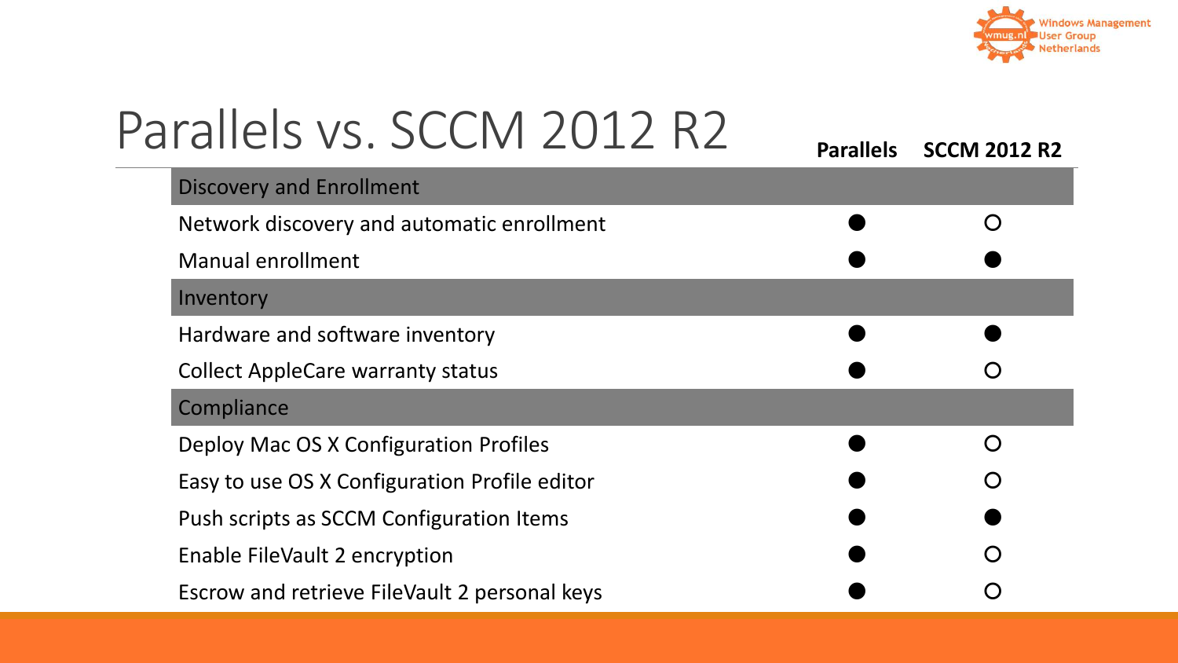# Parallels vs. SCCM 2012 R2

| | Parallels | SCCM 2012 R2 |
|---|---|---|
| **Discovery and Enrollment** | | |
| Network discovery and automatic enrollment | ● | ○ |
| Manual enrollment | ● | ● |
| **Inventory** | | |
| Hardware and software inventory | ● | ● |
| Collect AppleCare warranty status | ● | ○ |
| **Compliance** | | |
| Deploy Mac OS X Configuration Profiles | ● | ○ |
| Easy to use OS X Configuration Profile editor | ● | ○ |
| Push scripts as SCCM Configuration Items | ● | ● |
| Enable FileVault 2 encryption | ● | ○ |
| Escrow and retrieve FileVault 2 personal keys | ● | ○ |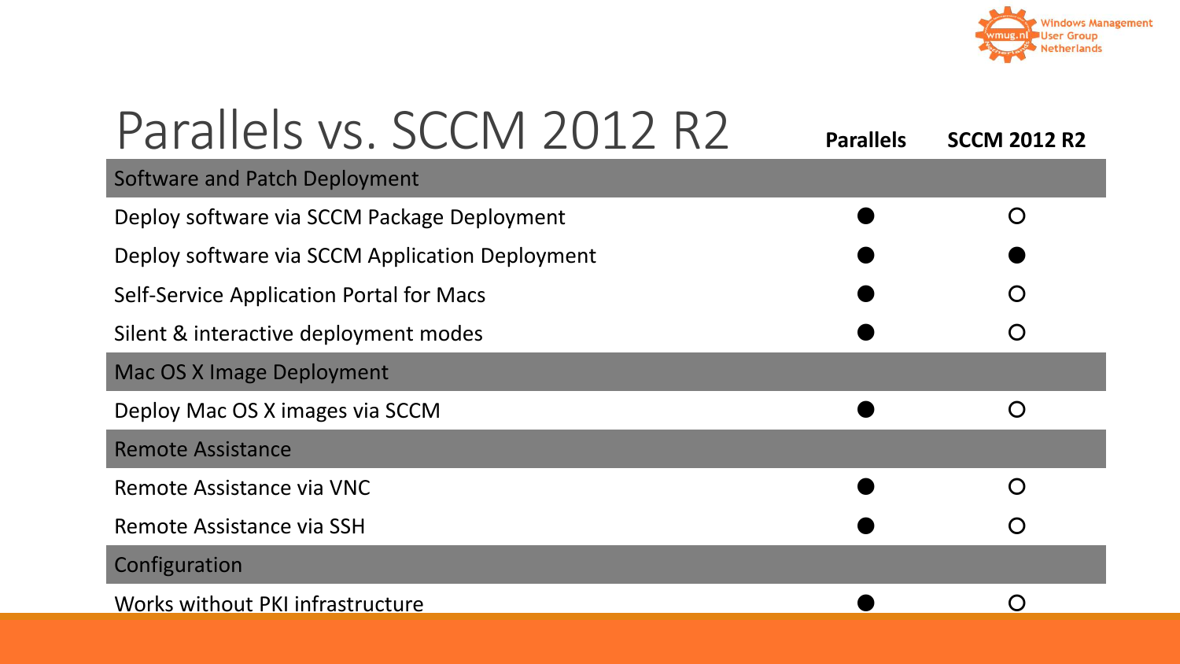# Parallels vs. SCCM 2012 R2

| | Parallels | SCCM 2012 R2 |
|---|---|---|
| **Software and Patch Deployment** | | |
| Deploy software via SCCM Package Deployment | ● | ○ |
| Deploy software via SCCM Application Deployment | ● | ● |
| Self-Service Application Portal for Macs | ● | ○ |
| Silent & interactive deployment modes | ● | ○ |
| **Mac OS X Image Deployment** | | |
| Deploy Mac OS X images via SCCM | ● | ○ |
| **Remote Assistance** | | |
| Remote Assistance via VNC | ● | ○ |
| Remote Assistance via SSH | ● | ○ |
| **Configuration** | | |
| Works without PKI infrastructure | ● | ○ |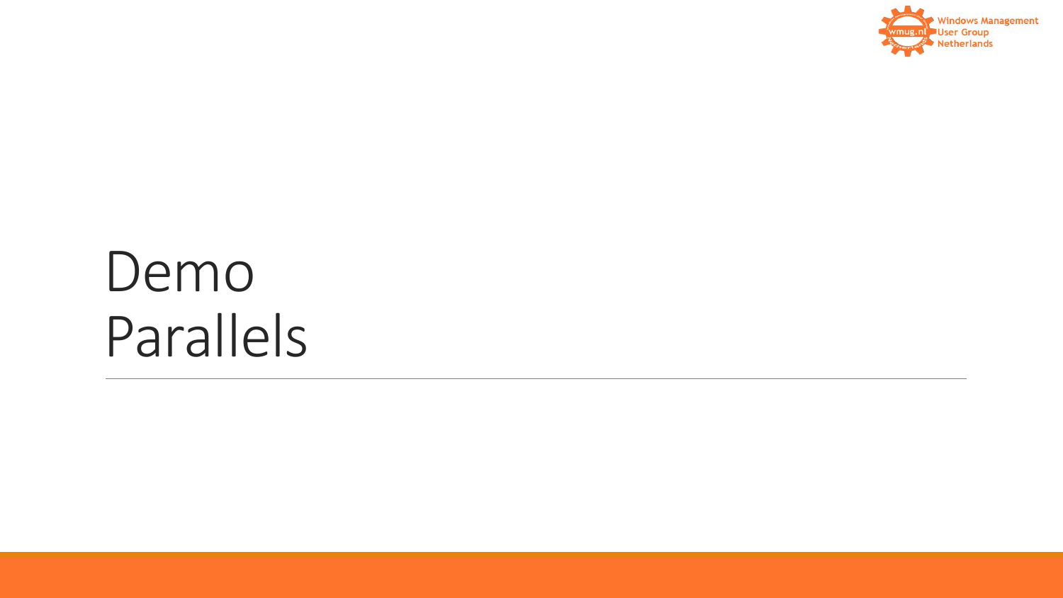# Demo
# Parallels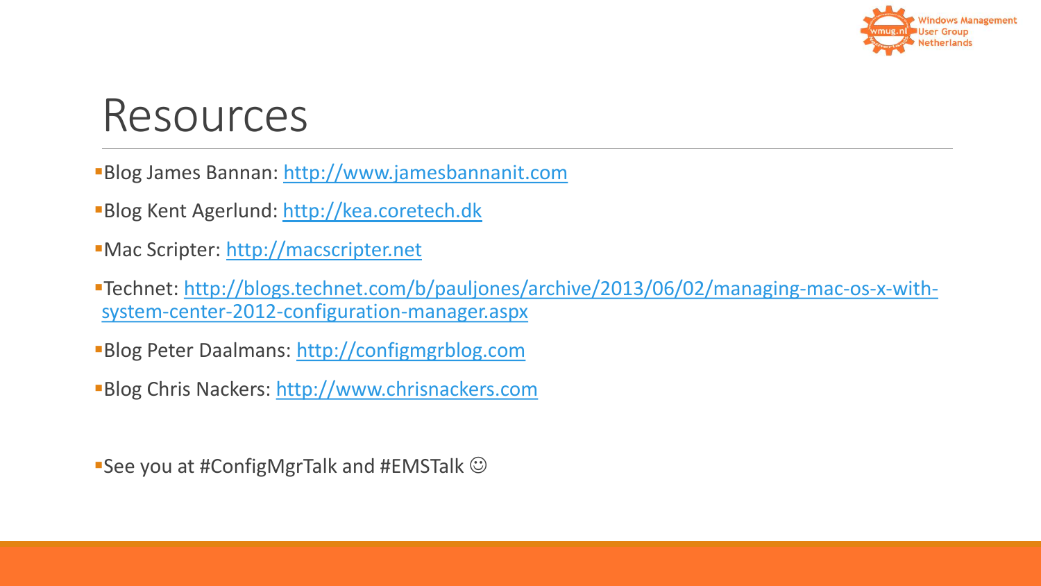# Resources

- Blog James Bannan: http://www.jamesbannanit.com
- Blog Kent Agerlund: http://kea.coretech.dk
- Mac Scripter: http://macscripter.net
- Technet: http://blogs.technet.com/b/pauljones/archive/2013/06/02/managing-mac-os-x-with-system-center-2012-configuration-manager.aspx
- Blog Peter Daalmans: http://configmgrblog.com
- Blog Chris Nackers: http://www.chrisnackers.com

- See you at #ConfigMgrTalk and #EMSTalk ☺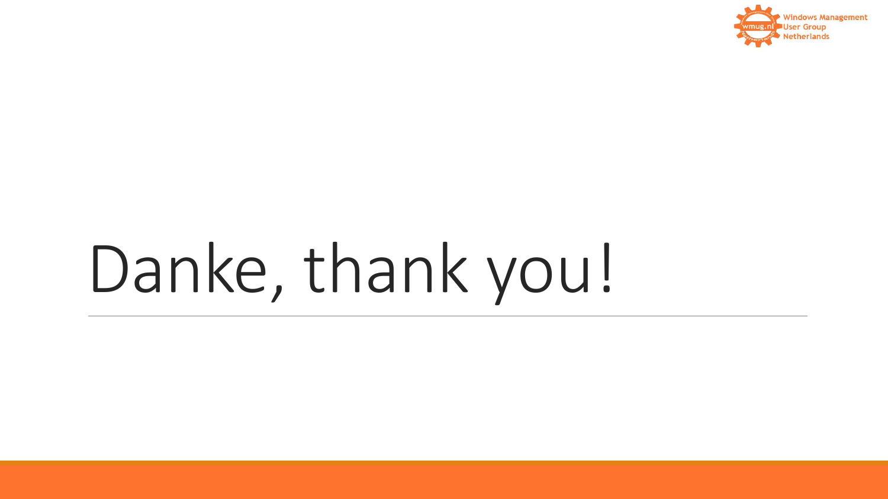# Danke, thank you!